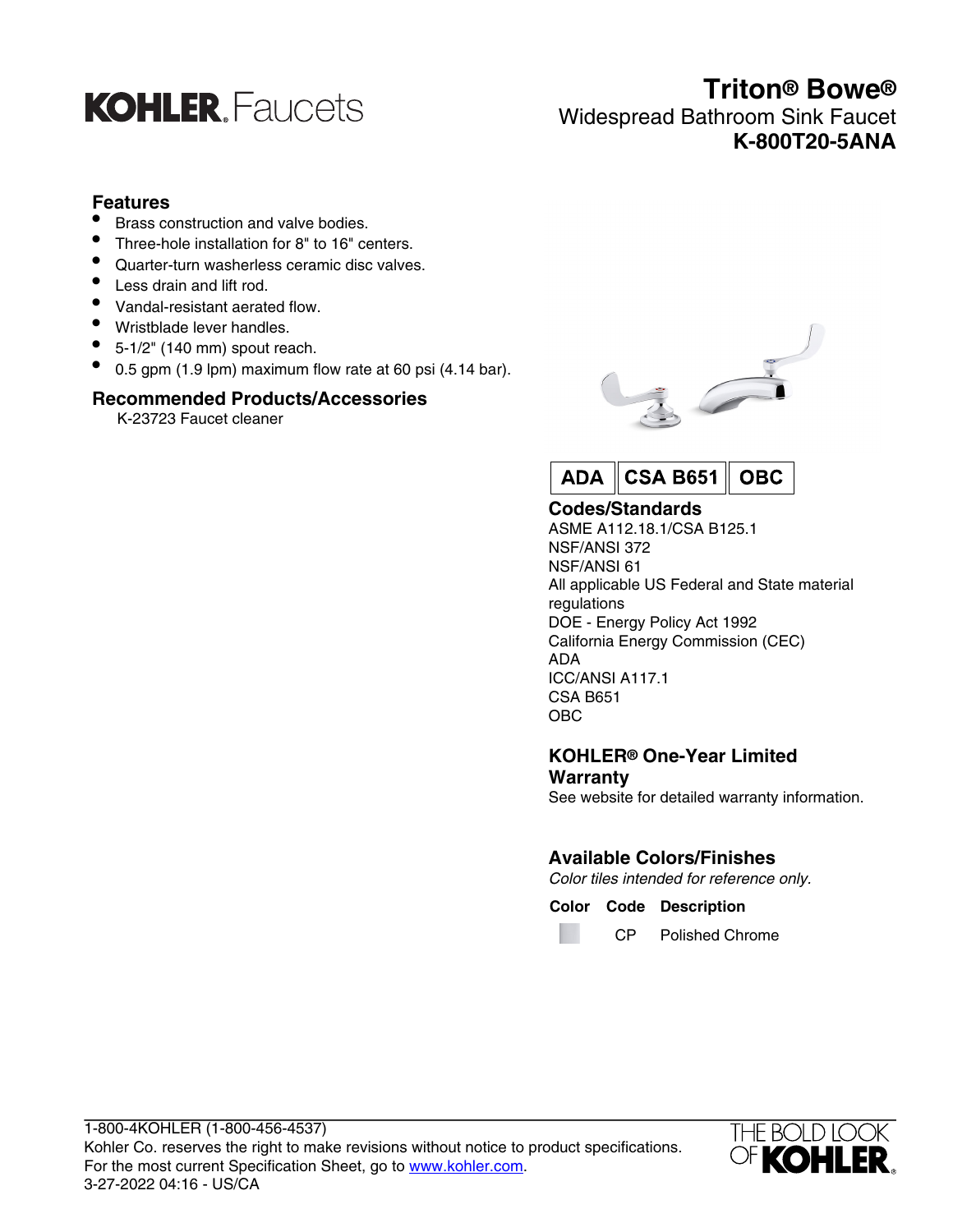KOHLER. Faucets

# Triton® Bowe®

Widespread Bathroom Sink Faucet

**K-800T20-5ANA**

## Features

- Brass construction and valve bodies.
- Three-hole installation for 8" to 16" centers.
- Quarter-turn washerless ceramic disc valves.
- Less drain and lift rod.
- Vandal-resistant aerated flow.
- Wristblade lever handles.
- 5-1/2" (140 mm) spout reach.
- 0.5 gpm (1.9 lpm) maximum flow rate at 60 psi (4.14 bar).

## Recommended Products/Accessories

K-23723 Faucet cleaner

ADA | CSA B651 | OBC

## Codes/Standards

ASME A112.18.1/CSA B125.1
NSF/ANSI 372
NSF/ANSI 61
All applicable US Federal and State material regulations
DOE - Energy Policy Act 1992
California Energy Commission (CEC)
ADA
ICC/ANSI A117.1
CSA B651
OBC

## KOHLER® One-Year Limited Warranty

See website for detailed warranty information.

## Available Colors/Finishes

*Color tiles intended for reference only.*

| Color | Code | Description |
| --- | --- | --- |
| | CP | Polished Chrome |

1-800-4KOHLER (1-800-456-4537)
Kohler Co. reserves the right to make revisions without notice to product specifications.
For the most current Specification Sheet, go to www.kohler.com.
3-27-2022 04:16 - US/CA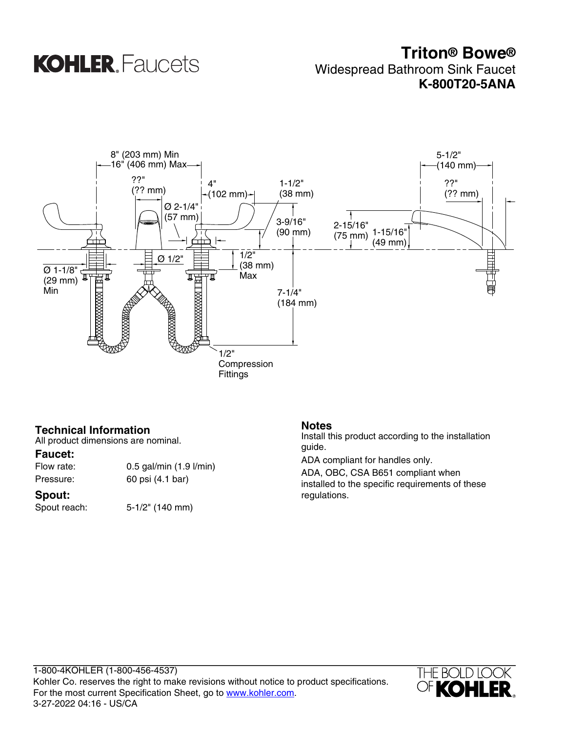# KOHLER Faucets

## Triton® Bowe®

Widespread Bathroom Sink Faucet

**K-800T20-5ANA**

8" (203 mm) Min
16" (406 mm) Max
??"
(?? mm)
Ø 2-1/4"
(57 mm)
4"
(102 mm)
1-1/2"
(38 mm)
3-9/16"
(90 mm)
Ø 1/2"
1/2"
(38 mm)
Max
Ø 1-1/8"
(29 mm)
Min
7-1/4"
(184 mm)
1/2"
Compression
Fittings
5-1/2"
(140 mm)
??"
(?? mm)
2-15/16"
(75 mm)
1-15/16"
(49 mm)

### Technical Information

All product dimensions are nominal.

**Faucet:**

| | |
|---|---|
| Flow rate: | 0.5 gal/min (1.9 l/min) |
| Pressure: | 60 psi (4.1 bar) |

**Spout:**

| | |
|---|---|
| Spout reach: | 5-1/2" (140 mm) |

### Notes

Install this product according to the installation guide.

ADA compliant for handles only.

ADA, OBC, CSA B651 compliant when installed to the specific requirements of these regulations.

1-800-4KOHLER (1-800-456-4537)
Kohler Co. reserves the right to make revisions without notice to product specifications.
For the most current Specification Sheet, go to www.kohler.com.
3-27-2022 04:16 - US/CA